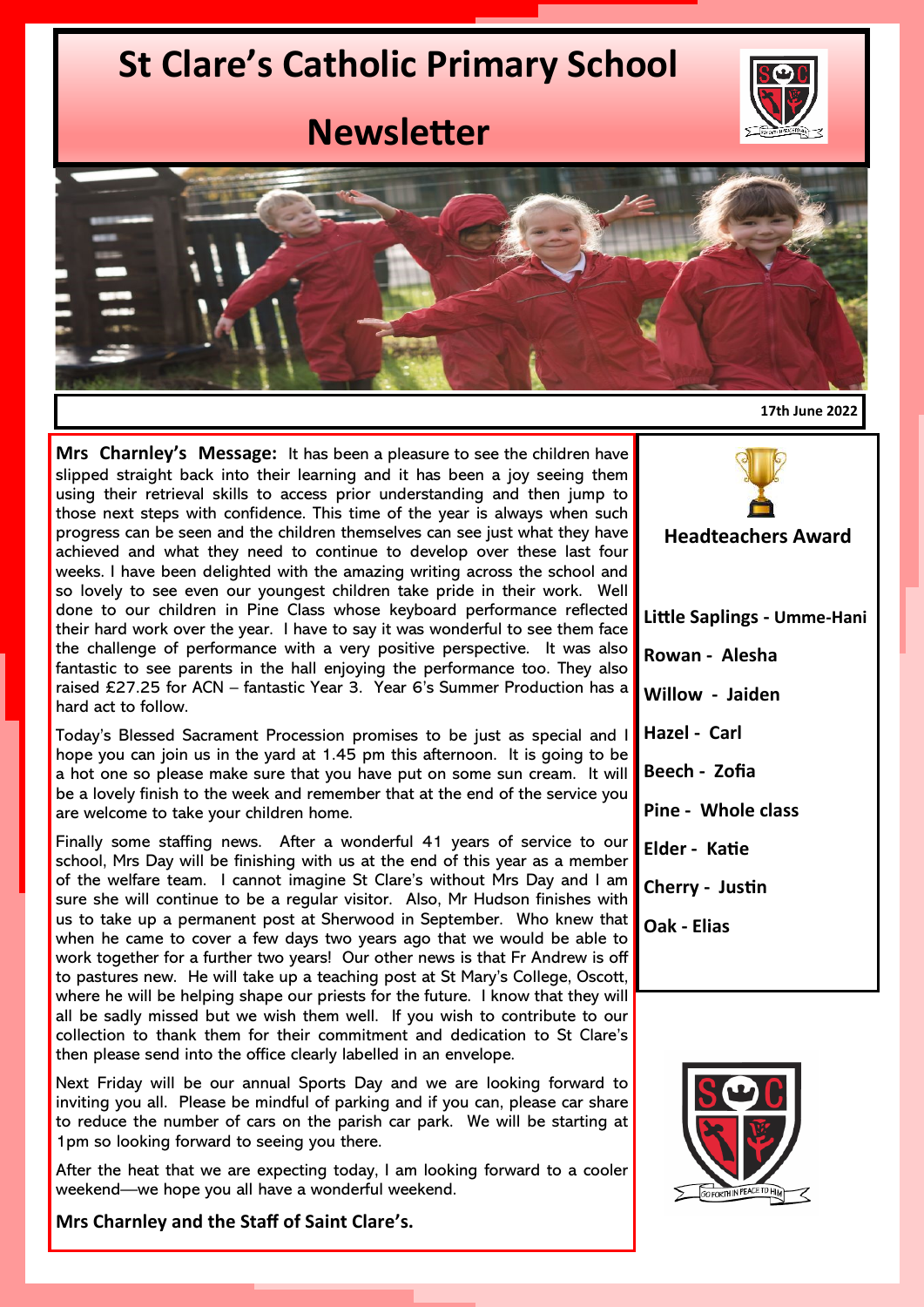# St Clare's Catholic Primary School

# Newsletter

**17th June 2022**

**Mrs Charnley's Message:** It has been a pleasure to see the children have slipped straight back into their learning and it has been a joy seeing them using their retrieval skills to access prior understanding and then jump to those next steps with confidence. This time of the year is always when such progress can be seen and the children themselves can see just what they have achieved and what they need to continue to develop over these last four weeks. I have been delighted with the amazing writing across the school and so lovely to see even our youngest children take pride in their work. Well done to our children in Pine Class whose keyboard performance reflected their hard work over the year. I have to say it was wonderful to see them face the challenge of performance with a very positive perspective. It was also fantastic to see parents in the hall enjoying the performance too. They also raised £27.25 for ACN – fantastic Year 3. Year 6's Summer Production has a hard act to follow.

Today's Blessed Sacrament Procession promises to be just as special and I hope you can join us in the yard at 1.45 pm this afternoon. It is going to be a hot one so please make sure that you have put on some sun cream. It will be a lovely finish to the week and remember that at the end of the service you are welcome to take your children home.

Finally some staffing news. After a wonderful 41 years of service to our school, Mrs Day will be finishing with us at the end of this year as a member of the welfare team. I cannot imagine St Clare's without Mrs Day and I am sure she will continue to be a regular visitor. Also, Mr Hudson finishes with us to take up a permanent post at Sherwood in September. Who knew that when he came to cover a few days two years ago that we would be able to work together for a further two years! Our other news is that Fr Andrew is off to pastures new. He will take up a teaching post at St Mary's College, Oscott, where he will be helping shape our priests for the future. I know that they will all be sadly missed but we wish them well. If you wish to contribute to our collection to thank them for their commitment and dedication to St Clare's then please send into the office clearly labelled in an envelope.

Next Friday will be our annual Sports Day and we are looking forward to inviting you all. Please be mindful of parking and if you can, please car share to reduce the number of cars on the parish car park. We will be starting at 1pm so looking forward to seeing you there.

After the heat that we are expecting today, I am looking forward to a cooler weekend—we hope you all have a wonderful weekend.

**Mrs Charnley and the Staff of Saint Clare's.**

## Headteachers Award

**Little Saplings - Umme-Hani**

**Rowan - Alesha**

**Willow - Jaiden**

**Hazel - Carl**

**Beech - Zofia**

**Pine - Whole class**

**Elder - Katie**

**Cherry - Justin**

**Oak - Elias**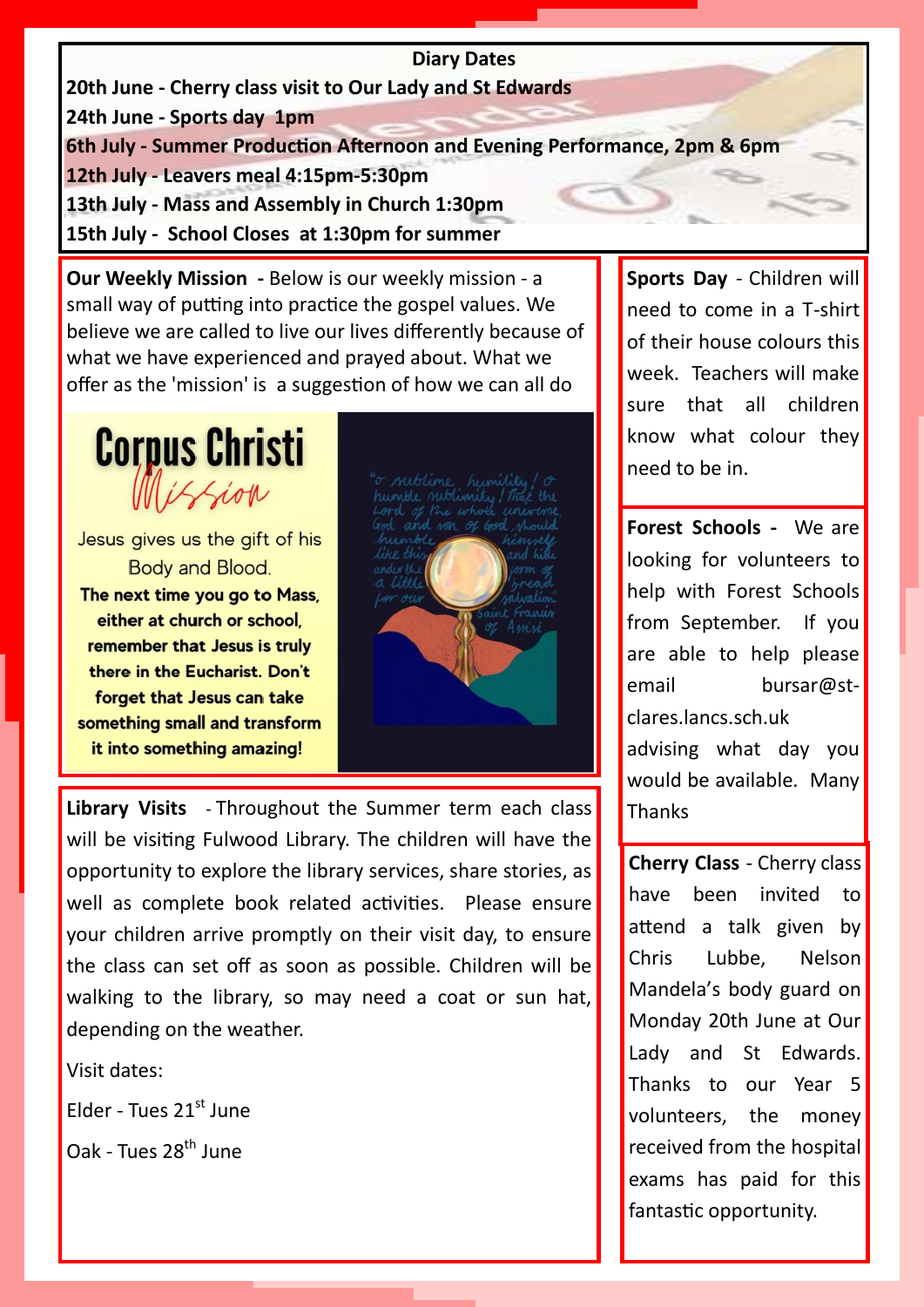**Diary Dates**

**20th June - Cherry class visit to Our Lady and St Edwards**

**24th June - Sports day 1pm**

**6th July - Summer Production Afternoon and Evening Performance, 2pm & 6pm**

**12th July - Leavers meal 4:15pm-5:30pm**

**13th July - Mass and Assembly in Church 1:30pm**

**15th July - School Closes at 1:30pm for summer**

**Our Weekly Mission -** Below is our weekly mission - a small way of putting into practice the gospel values. We believe we are called to live our lives differently because of what we have experienced and prayed about. What we offer as the 'mission' is a suggestion of how we can all do

**Corpus Christi**

*Mission*

Jesus gives us the gift of his Body and Blood.

**The next time you go to Mass, either at church or school, remember that Jesus is truly there in the Eucharist. Don't forget that Jesus can take something small and transform it into something amazing!**

*"O sublime humility! O humble sublimity! That the Lord of the whole universe, God and son of God, should humble himself like this and hide under the form of a little bread for our salvation" Saint Francis of Assisi*

**Library Visits** - Throughout the Summer term each class will be visiting Fulwood Library. The children will have the opportunity to explore the library services, share stories, as well as complete book related activities. Please ensure your children arrive promptly on their visit day, to ensure the class can set off as soon as possible. Children will be walking to the library, so may need a coat or sun hat, depending on the weather.

Visit dates:

Elder - Tues 21st June

Oak - Tues 28th June

**Sports Day** - Children will need to come in a T-shirt of their house colours this week. Teachers will make sure that all children know what colour they need to be in.

**Forest Schools -** We are looking for volunteers to help with Forest Schools from September. If you are able to help please email bursar@st-clares.lancs.sch.uk advising what day you would be available. Many Thanks

**Cherry Class** - Cherry class have been invited to attend a talk given by Chris Lubbe, Nelson Mandela's body guard on Monday 20th June at Our Lady and St Edwards. Thanks to our Year 5 volunteers, the money received from the hospital exams has paid for this fantastic opportunity.